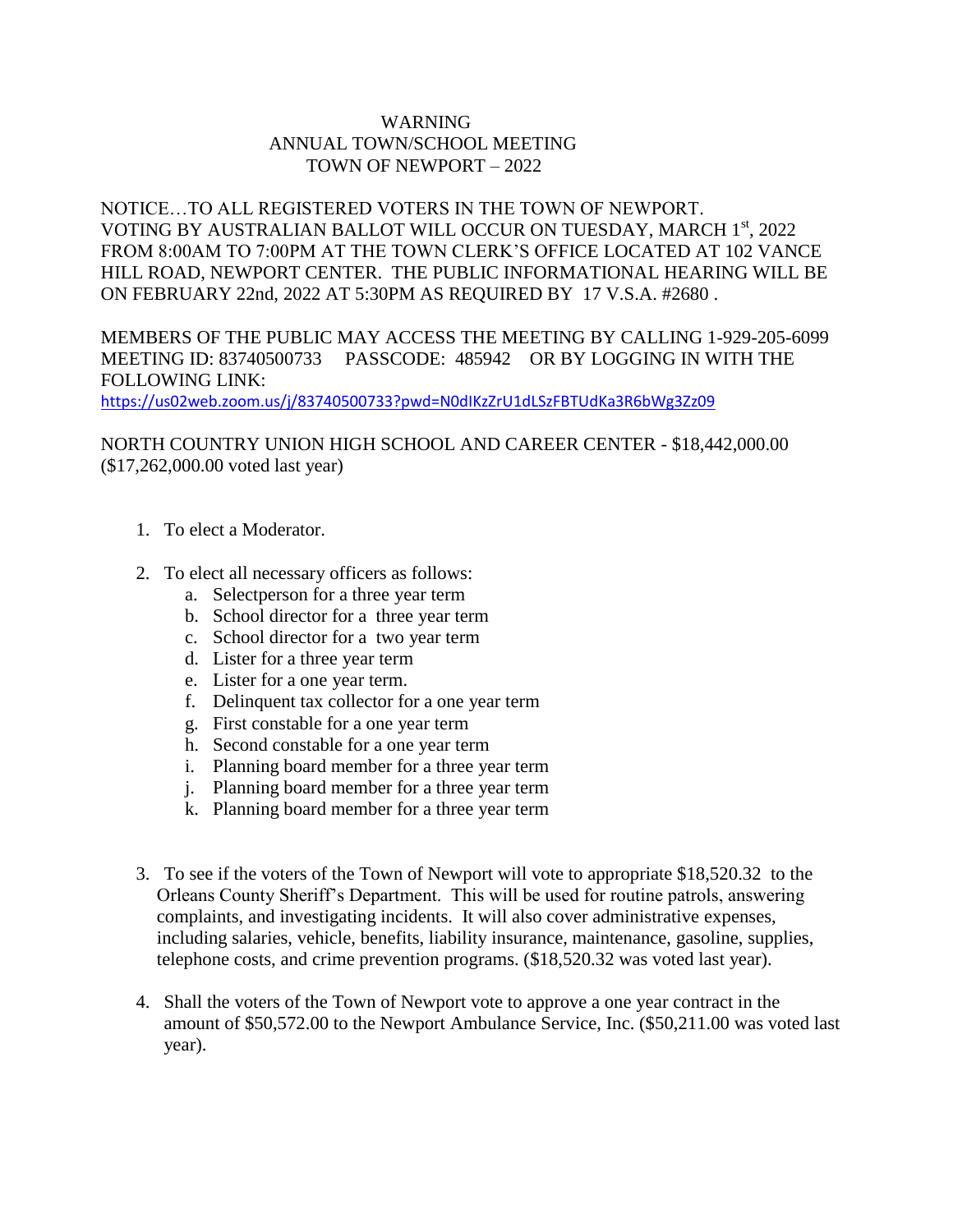# WARNING
## ANNUAL TOWN/SCHOOL MEETING
## TOWN OF NEWPORT – 2022

NOTICE…TO ALL REGISTERED VOTERS IN THE TOWN OF NEWPORT. VOTING BY AUSTRALIAN BALLOT WILL OCCUR ON TUESDAY, MARCH 1st, 2022 FROM 8:00AM TO 7:00PM AT THE TOWN CLERK'S OFFICE LOCATED AT 102 VANCE HILL ROAD, NEWPORT CENTER. THE PUBLIC INFORMATIONAL HEARING WILL BE ON FEBRUARY 22nd, 2022 AT 5:30PM AS REQUIRED BY 17 V.S.A. #2680 .

MEMBERS OF THE PUBLIC MAY ACCESS THE MEETING BY CALLING 1-929-205-6099 MEETING ID: 83740500733 PASSCODE: 485942 OR BY LOGGING IN WITH THE FOLLOWING LINK:
https://us02web.zoom.us/j/83740500733?pwd=N0dIKzZrU1dLSzFBTUdKa3R6bWg3Zz09

NORTH COUNTRY UNION HIGH SCHOOL AND CAREER CENTER - $18,442,000.00 ($17,262,000.00 voted last year)

1. To elect a Moderator.

2. To elect all necessary officers as follows:
   a. Selectperson for a three year term
   b. School director for a three year term
   c. School director for a two year term
   d. Lister for a three year term
   e. Lister for a one year term.
   f. Delinquent tax collector for a one year term
   g. First constable for a one year term
   h. Second constable for a one year term
   i. Planning board member for a three year term
   j. Planning board member for a three year term
   k. Planning board member for a three year term

3. To see if the voters of the Town of Newport will vote to appropriate $18,520.32 to the Orleans County Sheriff's Department. This will be used for routine patrols, answering complaints, and investigating incidents. It will also cover administrative expenses, including salaries, vehicle, benefits, liability insurance, maintenance, gasoline, supplies, telephone costs, and crime prevention programs. ($18,520.32 was voted last year).

4. Shall the voters of the Town of Newport vote to approve a one year contract in the amount of $50,572.00 to the Newport Ambulance Service, Inc. ($50,211.00 was voted last year).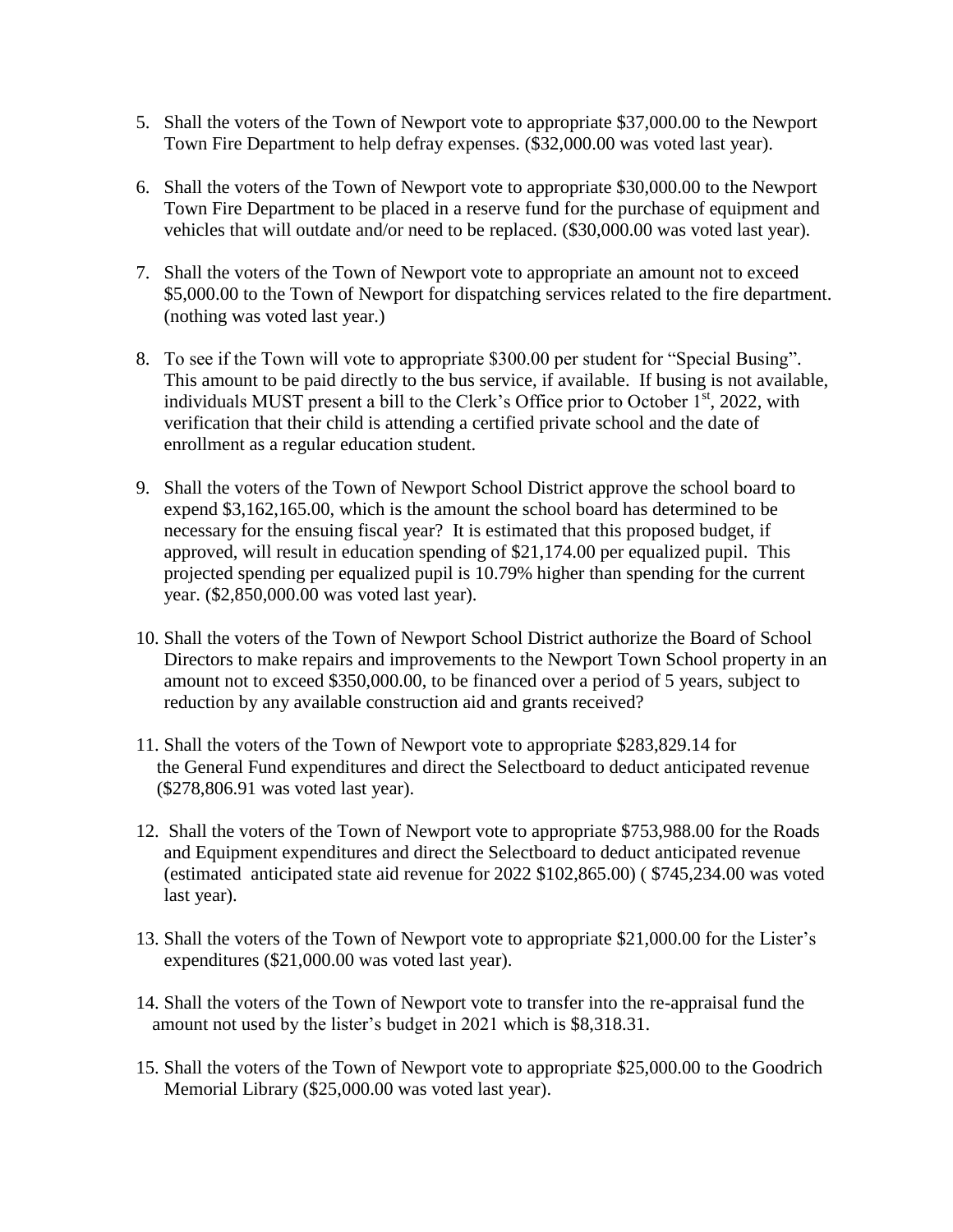5. Shall the voters of the Town of Newport vote to appropriate $37,000.00 to the Newport Town Fire Department to help defray expenses. ($32,000.00 was voted last year).

6. Shall the voters of the Town of Newport vote to appropriate $30,000.00 to the Newport Town Fire Department to be placed in a reserve fund for the purchase of equipment and vehicles that will outdate and/or need to be replaced. ($30,000.00 was voted last year).

7. Shall the voters of the Town of Newport vote to appropriate an amount not to exceed $5,000.00 to the Town of Newport for dispatching services related to the fire department. (nothing was voted last year.)

8. To see if the Town will vote to appropriate $300.00 per student for "Special Busing". This amount to be paid directly to the bus service, if available. If busing is not available, individuals MUST present a bill to the Clerk's Office prior to October 1st, 2022, with verification that their child is attending a certified private school and the date of enrollment as a regular education student.

9. Shall the voters of the Town of Newport School District approve the school board to expend $3,162,165.00, which is the amount the school board has determined to be necessary for the ensuing fiscal year? It is estimated that this proposed budget, if approved, will result in education spending of $21,174.00 per equalized pupil. This projected spending per equalized pupil is 10.79% higher than spending for the current year. ($2,850,000.00 was voted last year).

10. Shall the voters of the Town of Newport School District authorize the Board of School Directors to make repairs and improvements to the Newport Town School property in an amount not to exceed $350,000.00, to be financed over a period of 5 years, subject to reduction by any available construction aid and grants received?

11. Shall the voters of the Town of Newport vote to appropriate $283,829.14 for the General Fund expenditures and direct the Selectboard to deduct anticipated revenue ($278,806.91 was voted last year).

12. Shall the voters of the Town of Newport vote to appropriate $753,988.00 for the Roads and Equipment expenditures and direct the Selectboard to deduct anticipated revenue (estimated anticipated state aid revenue for 2022 $102,865.00) ( $745,234.00 was voted last year).

13. Shall the voters of the Town of Newport vote to appropriate $21,000.00 for the Lister's expenditures ($21,000.00 was voted last year).

14. Shall the voters of the Town of Newport vote to transfer into the re-appraisal fund the amount not used by the lister's budget in 2021 which is $8,318.31.

15. Shall the voters of the Town of Newport vote to appropriate $25,000.00 to the Goodrich Memorial Library ($25,000.00 was voted last year).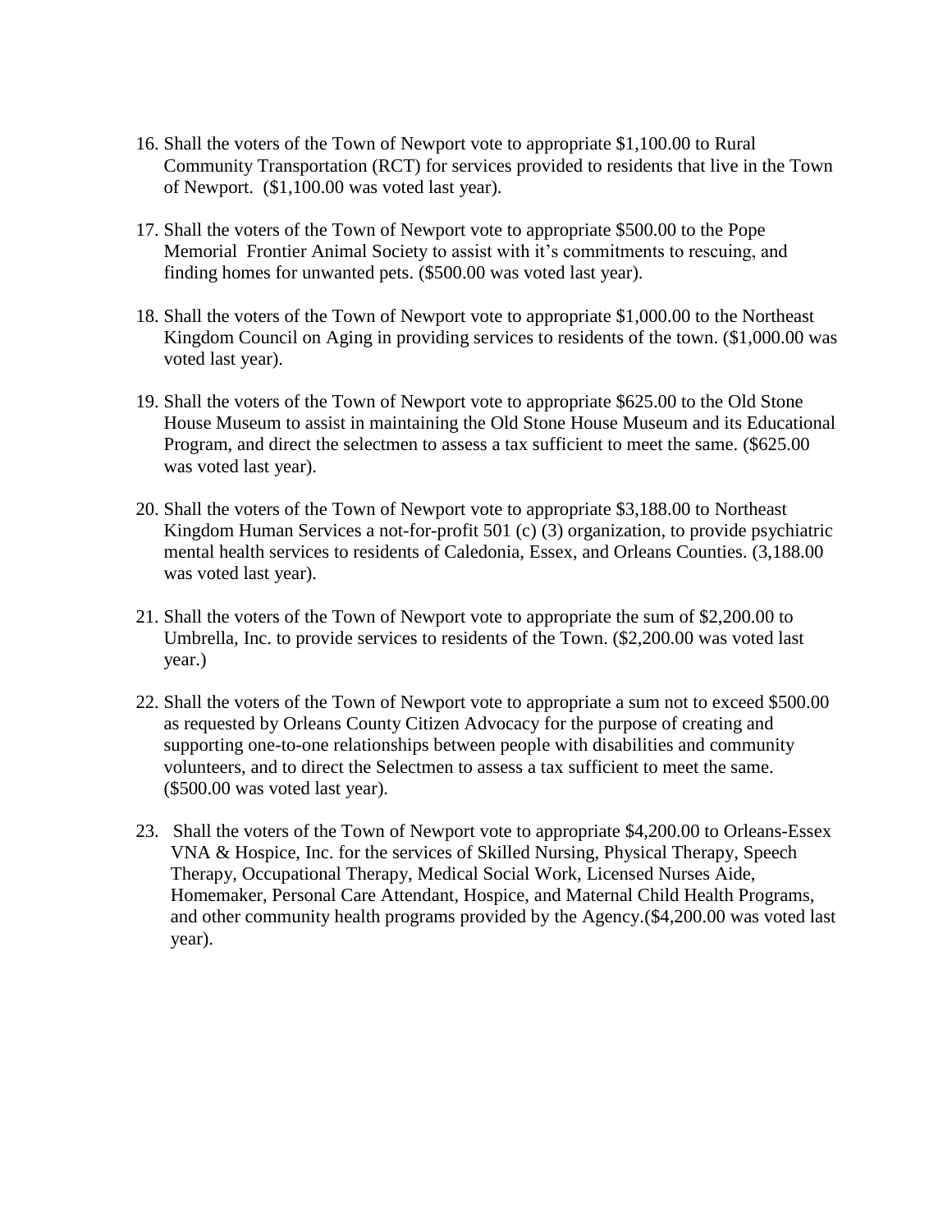16. Shall the voters of the Town of Newport vote to appropriate $1,100.00 to Rural Community Transportation (RCT) for services provided to residents that live in the Town of Newport. ($1,100.00 was voted last year).

17. Shall the voters of the Town of Newport vote to appropriate $500.00 to the Pope Memorial Frontier Animal Society to assist with it's commitments to rescuing, and finding homes for unwanted pets. ($500.00 was voted last year).

18. Shall the voters of the Town of Newport vote to appropriate $1,000.00 to the Northeast Kingdom Council on Aging in providing services to residents of the town. ($1,000.00 was voted last year).

19. Shall the voters of the Town of Newport vote to appropriate $625.00 to the Old Stone House Museum to assist in maintaining the Old Stone House Museum and its Educational Program, and direct the selectmen to assess a tax sufficient to meet the same. ($625.00 was voted last year).

20. Shall the voters of the Town of Newport vote to appropriate $3,188.00 to Northeast Kingdom Human Services a not-for-profit 501 (c) (3) organization, to provide psychiatric mental health services to residents of Caledonia, Essex, and Orleans Counties. (3,188.00 was voted last year).

21. Shall the voters of the Town of Newport vote to appropriate the sum of $2,200.00 to Umbrella, Inc. to provide services to residents of the Town. ($2,200.00 was voted last year.)

22. Shall the voters of the Town of Newport vote to appropriate a sum not to exceed $500.00 as requested by Orleans County Citizen Advocacy for the purpose of creating and supporting one-to-one relationships between people with disabilities and community volunteers, and to direct the Selectmen to assess a tax sufficient to meet the same. ($500.00 was voted last year).

23. Shall the voters of the Town of Newport vote to appropriate $4,200.00 to Orleans-Essex VNA & Hospice, Inc. for the services of Skilled Nursing, Physical Therapy, Speech Therapy, Occupational Therapy, Medical Social Work, Licensed Nurses Aide, Homemaker, Personal Care Attendant, Hospice, and Maternal Child Health Programs, and other community health programs provided by the Agency.($4,200.00 was voted last year).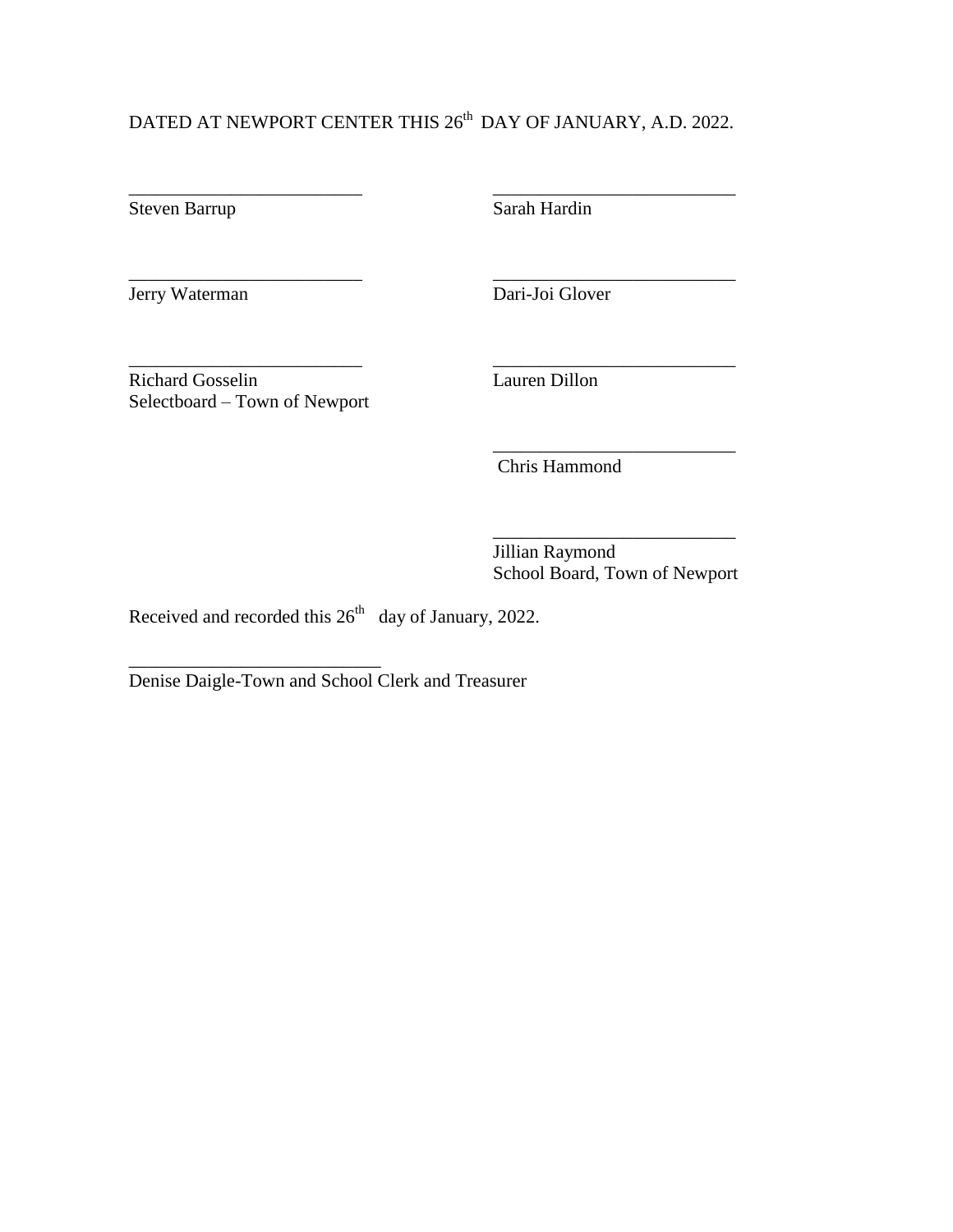DATED AT NEWPORT CENTER THIS 26th DAY OF JANUARY, A.D. 2022.

| | |
|---|---|
| _________________________ | _________________________ |
| Steven Barrup | Sarah Hardin |
| _________________________ | _________________________ |
| Jerry Waterman | Dari-Joi Glover |
| _________________________ | _________________________ |
| Richard Gosselin<br>Selectboard – Town of Newport | Lauren Dillon |
| | _________________________ |
| | Chris Hammond |
| | _________________________ |
| | Jillian Raymond<br>School Board, Town of Newport |

Received and recorded this 26th day of January, 2022.

___________________________

Denise Daigle-Town and School Clerk and Treasurer